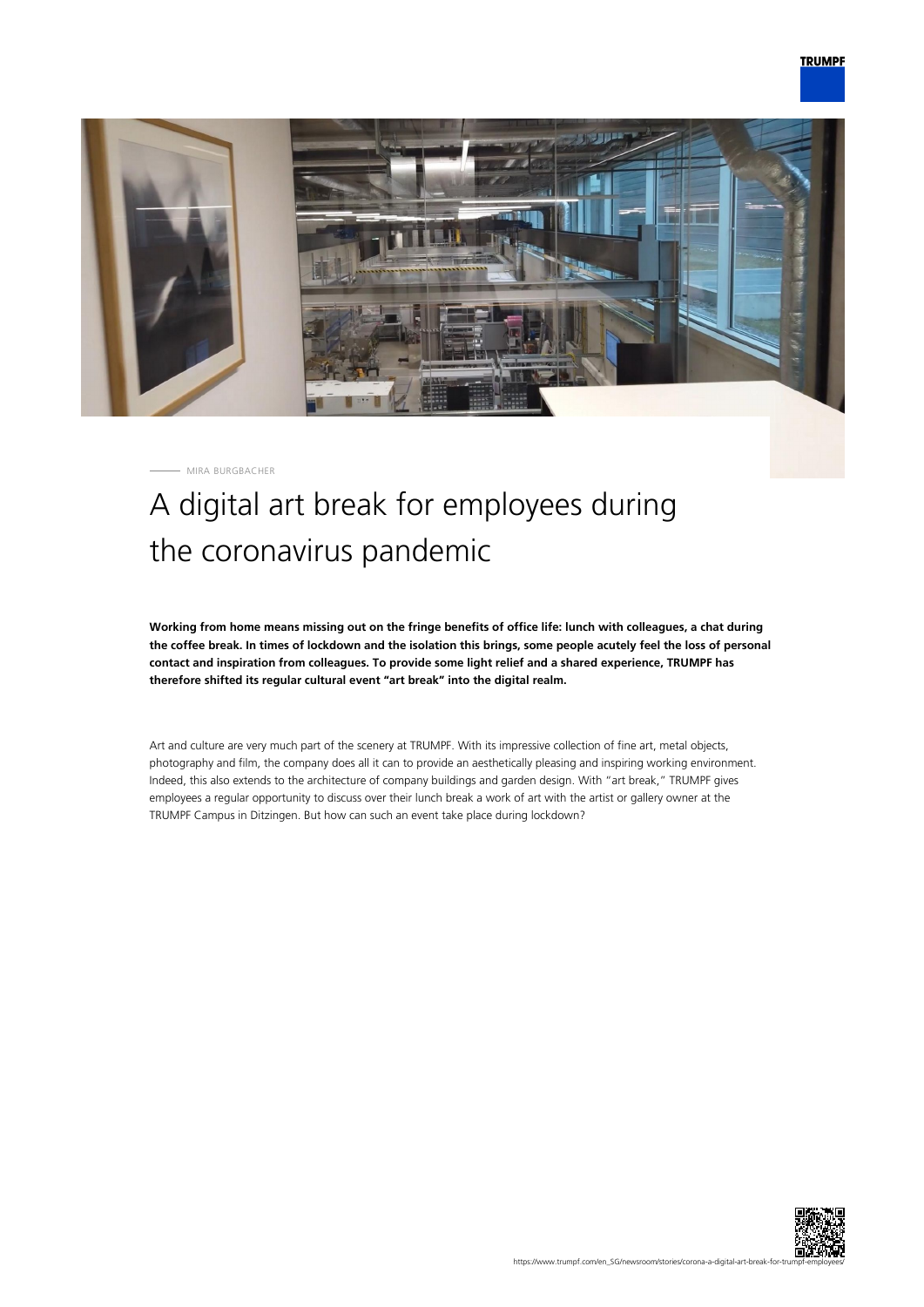MIRA BURGBACHER

# A digital art break for employees during the coronavirus pandemic

**Working from home means missing out on the fringe benefits of office life: lunch with colleagues, a chat during the coffee break. In times of lockdown and the isolation this brings, some people acutely feel the loss of personal contact and inspiration from colleagues. To provide some light relief and a shared experience, TRUMPF has therefore shifted its regular cultural event "art break" into the digital realm.**

Art and culture are very much part of the scenery at TRUMPF. With its impressive collection of fine art, metal objects, photography and film, the company does all it can to provide an aesthetically pleasing and inspiring working environment. Indeed, this also extends to the architecture of company buildings and garden design. With "art break," TRUMPF gives employees a regular opportunity to discuss over their lunch break a work of art with the artist or gallery owner at the TRUMPF Campus in Ditzingen. But how can such an event take place during lockdown?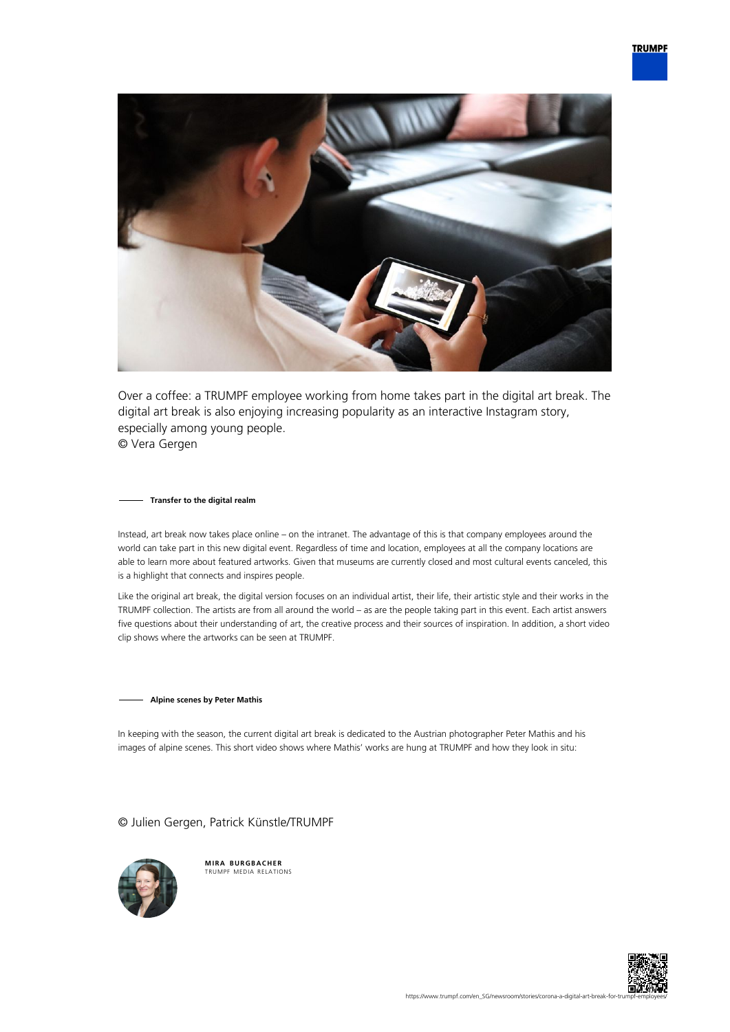Over a coffee: a TRUMPF employee working from home takes part in the digital art break. The digital art break is also enjoying increasing popularity as an interactive Instagram story, especially among young people.
© Vera Gergen

### Transfer to the digital realm

Instead, art break now takes place online – on the intranet. The advantage of this is that company employees around the world can take part in this new digital event. Regardless of time and location, employees at all the company locations are able to learn more about featured artworks. Given that museums are currently closed and most cultural events canceled, this is a highlight that connects and inspires people.

Like the original art break, the digital version focuses on an individual artist, their life, their artistic style and their works in the TRUMPF collection. The artists are from all around the world – as are the people taking part in this event. Each artist answers five questions about their understanding of art, the creative process and their sources of inspiration. In addition, a short video clip shows where the artworks can be seen at TRUMPF.

### Alpine scenes by Peter Mathis

In keeping with the season, the current digital art break is dedicated to the Austrian photographer Peter Mathis and his images of alpine scenes. This short video shows where Mathis' works are hung at TRUMPF and how they look in situ:

© Julien Gergen, Patrick Künstle/TRUMPF

**MIRA BURGBACHER**
TRUMPF MEDIA RELATIONS

https://www.trumpf.com/en_SG/newsroom/stories/corona-a-digital-art-break-for-trumpf-employees/